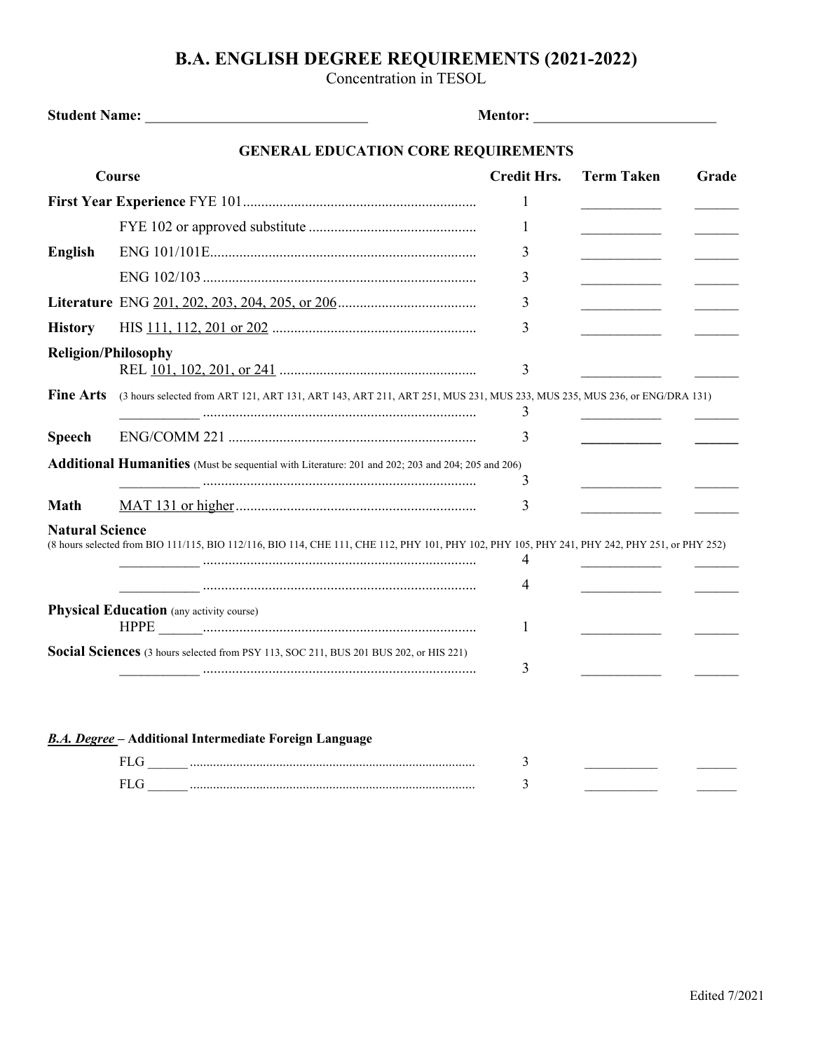# B.A. ENGLISH DEGREE REQUIREMENTS (2021-2022)

Concentration in TESOL

**Student Name:** ______________________________ **Mentor:** _________________________

## GENERAL EDUCATION CORE REQUIREMENTS

| Course | | Credit Hrs. | Term Taken | Grade |
|---|---|---|---|---|
| **First Year Experience** | FYE 101 | 1 | ___________ | ______ |
| | FYE 102 or approved substitute | 1 | ___________ | ______ |
| **English** | ENG 101/101E | 3 | ___________ | ______ |
| | ENG 102/103 | 3 | ___________ | ______ |
| **Literature** | ENG 201, 202, 203, 204, 205, or 206 | 3 | ___________ | ______ |
| **History** | HIS 111, 112, 201 or 202 | 3 | ___________ | ______ |
| **Religion/Philosophy** | REL 101, 102, 201, or 241 | 3 | ___________ | ______ |
| **Fine Arts** (3 hours selected from ART 121, ART 131, ART 143, ART 211, ART 251, MUS 231, MUS 233, MUS 235, MUS 236, or ENG/DRA 131) | ___________ | 3 | ___________ | ______ |
| **Speech** | ENG/COMM 221 | 3 | ___________ | ______ |
| **Additional Humanities** (Must be sequential with Literature: 201 and 202; 203 and 204; 205 and 206) | ___________ | 3 | ___________ | ______ |
| **Math** | MAT 131 or higher | 3 | ___________ | ______ |
| **Natural Science** (8 hours selected from BIO 111/115, BIO 112/116, BIO 114, CHE 111, CHE 112, PHY 101, PHY 102, PHY 105, PHY 241, PHY 242, PHY 251, or PHY 252) | ___________ | 4 | ___________ | ______ |
| | ___________ | 4 | ___________ | ______ |
| **Physical Education** (any activity course) | HPPE ______ | 1 | ___________ | ______ |
| **Social Sciences** (3 hours selected from PSY 113, SOC 211, BUS 201 BUS 202, or HIS 221) | ___________ | 3 | ___________ | ______ |

***B.A. Degree*** **– Additional Intermediate Foreign Language**

| Course | Credit Hrs. | Term Taken | Grade |
|---|---|---|---|
| FLG ______ | 3 | ___________ | ______ |
| FLG ______ | 3 | ___________ | ______ |

Edited 7/2021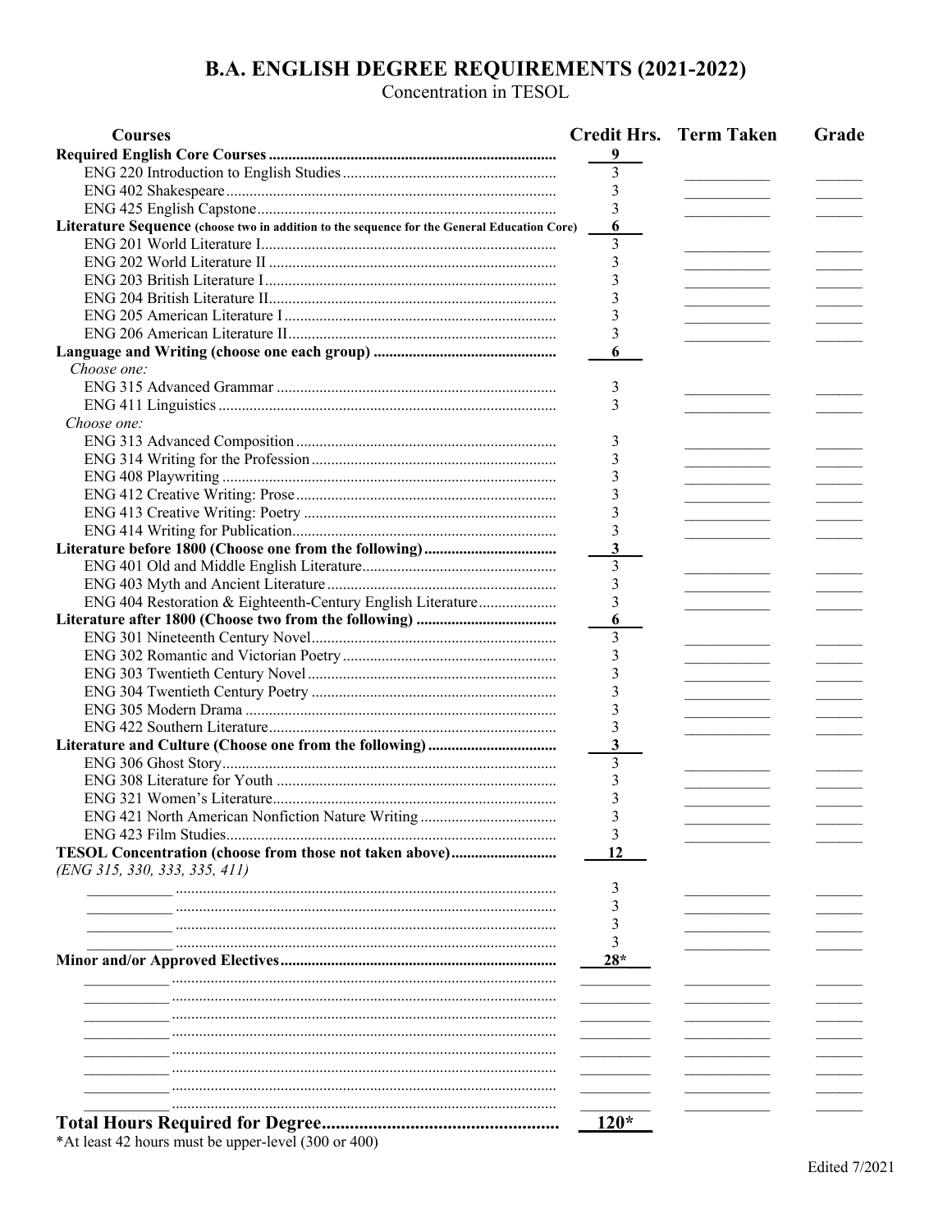# B.A. ENGLISH DEGREE REQUIREMENTS (2021-2022)

Concentration in TESOL

| Courses | Credit Hrs. | Term Taken | Grade |
|---|---|---|---|
| **Required English Core Courses** | **9** | | |
| ENG 220 Introduction to English Studies | 3 | | |
| ENG 402 Shakespeare | 3 | | |
| ENG 425 English Capstone | 3 | | |
| **Literature Sequence** (choose two in addition to the sequence for the General Education Core) | **6** | | |
| ENG 201 World Literature I | 3 | | |
| ENG 202 World Literature II | 3 | | |
| ENG 203 British Literature I | 3 | | |
| ENG 204 British Literature II | 3 | | |
| ENG 205 American Literature I | 3 | | |
| ENG 206 American Literature II | 3 | | |
| **Language and Writing (choose one each group)** | **6** | | |
| *Choose one:* | | | |
| ENG 315 Advanced Grammar | 3 | | |
| ENG 411 Linguistics | 3 | | |
| *Choose one:* | | | |
| ENG 313 Advanced Composition | 3 | | |
| ENG 314 Writing for the Profession | 3 | | |
| ENG 408 Playwriting | 3 | | |
| ENG 412 Creative Writing: Prose | 3 | | |
| ENG 413 Creative Writing: Poetry | 3 | | |
| ENG 414 Writing for Publication | 3 | | |
| **Literature before 1800 (Choose one from the following)** | **3** | | |
| ENG 401 Old and Middle English Literature | 3 | | |
| ENG 403 Myth and Ancient Literature | 3 | | |
| ENG 404 Restoration & Eighteenth-Century English Literature | 3 | | |
| **Literature after 1800 (Choose two from the following)** | **6** | | |
| ENG 301 Nineteenth Century Novel | 3 | | |
| ENG 302 Romantic and Victorian Poetry | 3 | | |
| ENG 303 Twentieth Century Novel | 3 | | |
| ENG 304 Twentieth Century Poetry | 3 | | |
| ENG 305 Modern Drama | 3 | | |
| ENG 422 Southern Literature | 3 | | |
| **Literature and Culture (Choose one from the following)** | **3** | | |
| ENG 306 Ghost Story | 3 | | |
| ENG 308 Literature for Youth | 3 | | |
| ENG 321 Women's Literature | 3 | | |
| ENG 421 North American Nonfiction Nature Writing | 3 | | |
| ENG 423 Film Studies | 3 | | |
| **TESOL Concentration (choose from those not taken above)** *(ENG 315, 330, 333, 335, 411)* | **12** | | |
| ___________ | 3 | | |
| ___________ | 3 | | |
| ___________ | 3 | | |
| ___________ | 3 | | |
| **Minor and/or Approved Electives** | **28*** | | |
| ___________ | | | |
| ___________ | | | |
| ___________ | | | |
| ___________ | | | |
| ___________ | | | |
| ___________ | | | |
| ___________ | | | |
| ___________ | | | |
| **Total Hours Required for Degree** | **120*** | | |

*At least 42 hours must be upper-level (300 or 400)

Edited 7/2021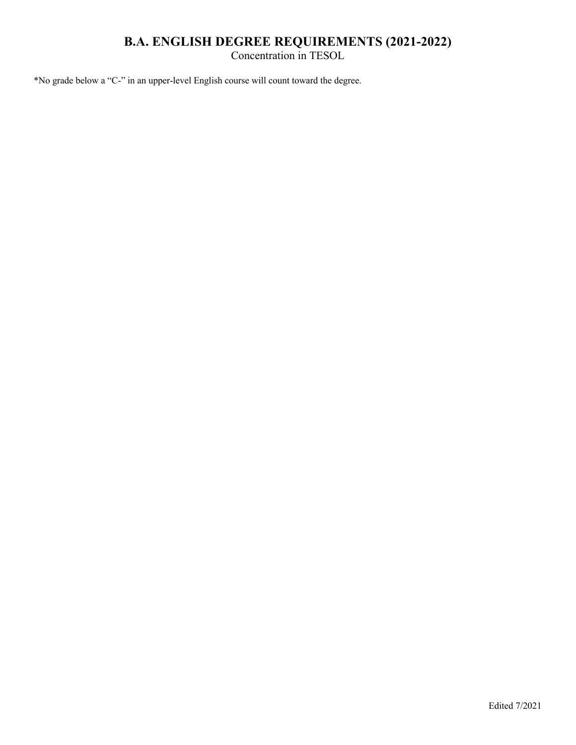# B.A. ENGLISH DEGREE REQUIREMENTS (2021-2022)

Concentration in TESOL

*No grade below a "C-" in an upper-level English course will count toward the degree.

Edited 7/2021